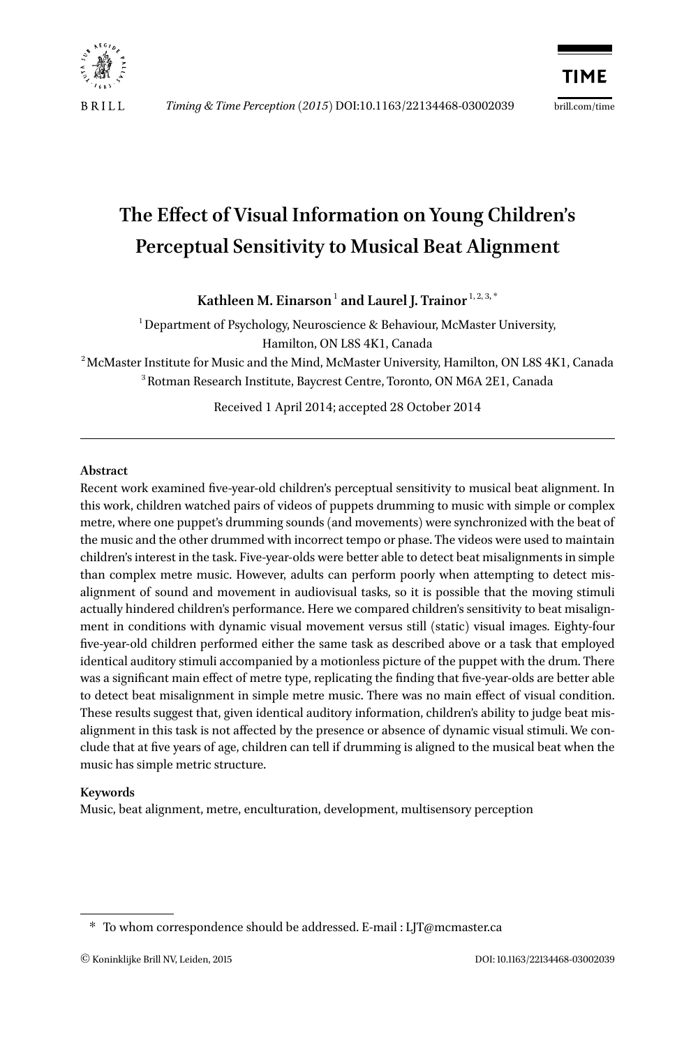# The Effect of Visual Information on Young Children's Perceptual Sensitivity to Musical Beat Alignment

**Kathleen M. Einarson**[1] **and Laurel J. Trainor**[1,2,3,*]

[1] Department of Psychology, Neuroscience & Behaviour, McMaster University, Hamilton, ON L8S 4K1, Canada

[2] McMaster Institute for Music and the Mind, McMaster University, Hamilton, ON L8S 4K1, Canada

[3] Rotman Research Institute, Baycrest Centre, Toronto, ON M6A 2E1, Canada

Received 1 April 2014; accepted 28 October 2014

---

### Abstract

Recent work examined five-year-old children's perceptual sensitivity to musical beat alignment. In this work, children watched pairs of videos of puppets drumming to music with simple or complex metre, where one puppet's drumming sounds (and movements) were synchronized with the beat of the music and the other drummed with incorrect tempo or phase. The videos were used to maintain children's interest in the task. Five-year-olds were better able to detect beat misalignments in simple than complex metre music. However, adults can perform poorly when attempting to detect misalignment of sound and movement in audiovisual tasks, so it is possible that the moving stimuli actually hindered children's performance. Here we compared children's sensitivity to beat misalignment in conditions with dynamic visual movement versus still (static) visual images. Eighty-four five-year-old children performed either the same task as described above or a task that employed identical auditory stimuli accompanied by a motionless picture of the puppet with the drum. There was a significant main effect of metre type, replicating the finding that five-year-olds are better able to detect beat misalignment in simple metre music. There was no main effect of visual condition. These results suggest that, given identical auditory information, children's ability to judge beat misalignment in this task is not affected by the presence or absence of dynamic visual stimuli. We conclude that at five years of age, children can tell if drumming is aligned to the musical beat when the music has simple metric structure.

### Keywords

Music, beat alignment, metre, enculturation, development, multisensory perception

---

\* To whom correspondence should be addressed. E-mail : LJT@mcmaster.ca

© Koninklijke Brill NV, Leiden, 2015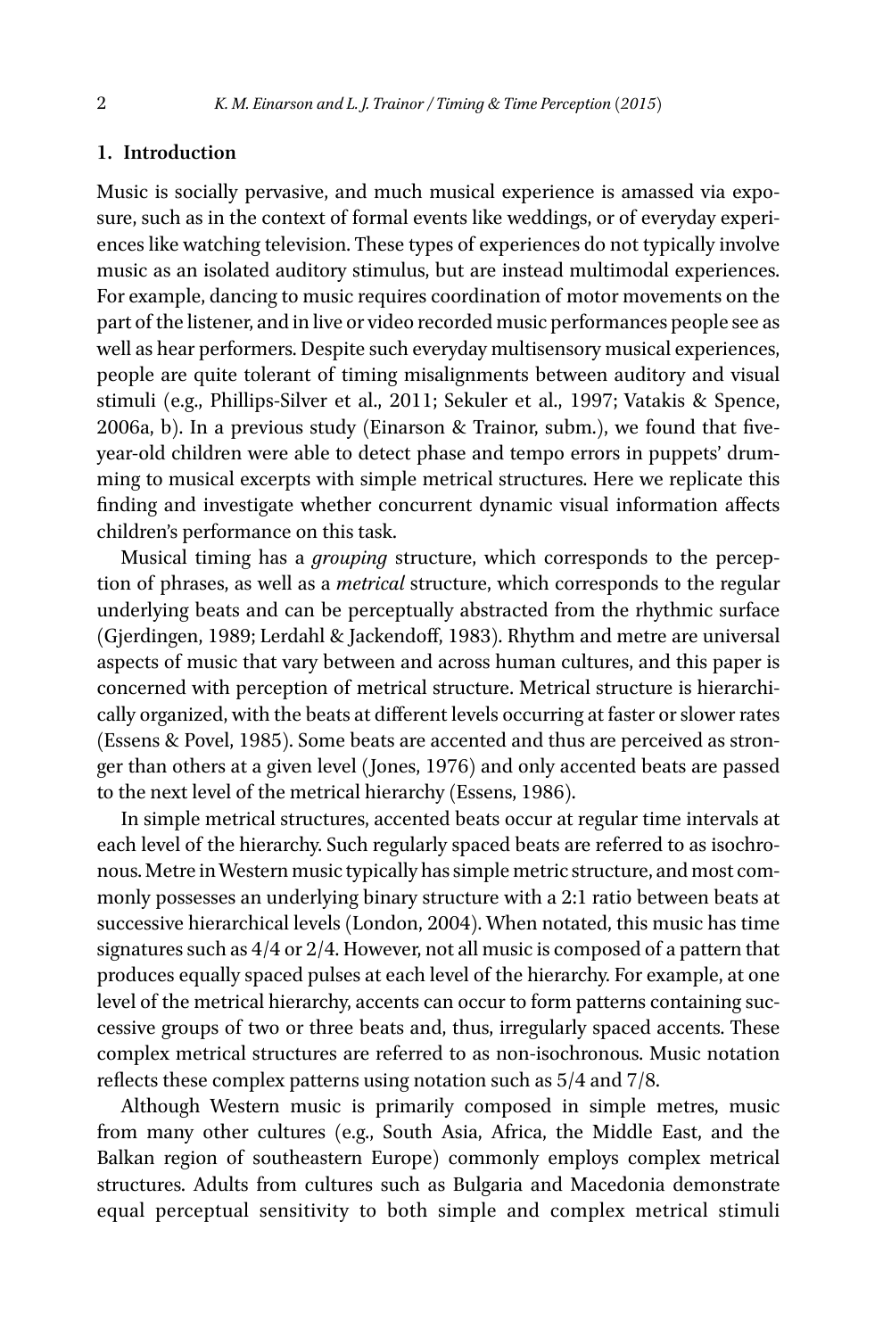## 1. Introduction

Music is socially pervasive, and much musical experience is amassed via exposure, such as in the context of formal events like weddings, or of everyday experiences like watching television. These types of experiences do not typically involve music as an isolated auditory stimulus, but are instead multimodal experiences. For example, dancing to music requires coordination of motor movements on the part of the listener, and in live or video recorded music performances people see as well as hear performers. Despite such everyday multisensory musical experiences, people are quite tolerant of timing misalignments between auditory and visual stimuli (e.g., Phillips-Silver et al., 2011; Sekuler et al., 1997; Vatakis & Spence, 2006a, b). In a previous study (Einarson & Trainor, subm.), we found that five-year-old children were able to detect phase and tempo errors in puppets' drumming to musical excerpts with simple metrical structures. Here we replicate this finding and investigate whether concurrent dynamic visual information affects children's performance on this task.

Musical timing has a *grouping* structure, which corresponds to the perception of phrases, as well as a *metrical* structure, which corresponds to the regular underlying beats and can be perceptually abstracted from the rhythmic surface (Gjerdingen, 1989; Lerdahl & Jackendoff, 1983). Rhythm and metre are universal aspects of music that vary between and across human cultures, and this paper is concerned with perception of metrical structure. Metrical structure is hierarchically organized, with the beats at different levels occurring at faster or slower rates (Essens & Povel, 1985). Some beats are accented and thus are perceived as stronger than others at a given level (Jones, 1976) and only accented beats are passed to the next level of the metrical hierarchy (Essens, 1986).

In simple metrical structures, accented beats occur at regular time intervals at each level of the hierarchy. Such regularly spaced beats are referred to as isochronous. Metre in Western music typically has simple metric structure, and most commonly possesses an underlying binary structure with a 2:1 ratio between beats at successive hierarchical levels (London, 2004). When notated, this music has time signatures such as 4/4 or 2/4. However, not all music is composed of a pattern that produces equally spaced pulses at each level of the hierarchy. For example, at one level of the metrical hierarchy, accents can occur to form patterns containing successive groups of two or three beats and, thus, irregularly spaced accents. These complex metrical structures are referred to as non-isochronous. Music notation reflects these complex patterns using notation such as 5/4 and 7/8.

Although Western music is primarily composed in simple metres, music from many other cultures (e.g., South Asia, Africa, the Middle East, and the Balkan region of southeastern Europe) commonly employs complex metrical structures. Adults from cultures such as Bulgaria and Macedonia demonstrate equal perceptual sensitivity to both simple and complex metrical stimuli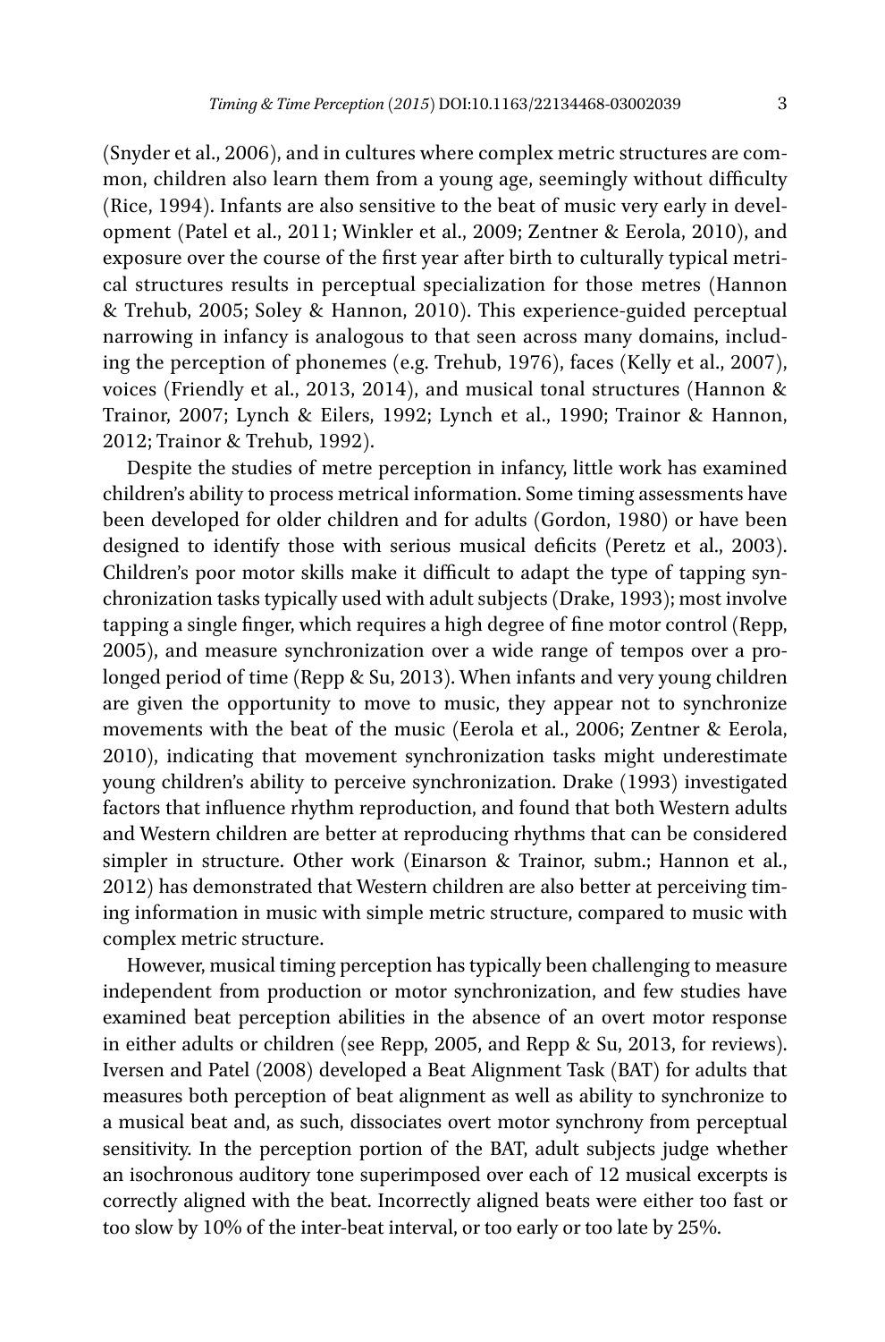(Snyder et al., 2006), and in cultures where complex metric structures are common, children also learn them from a young age, seemingly without difficulty (Rice, 1994). Infants are also sensitive to the beat of music very early in development (Patel et al., 2011; Winkler et al., 2009; Zentner & Eerola, 2010), and exposure over the course of the first year after birth to culturally typical metrical structures results in perceptual specialization for those metres (Hannon & Trehub, 2005; Soley & Hannon, 2010). This experience-guided perceptual narrowing in infancy is analogous to that seen across many domains, including the perception of phonemes (e.g. Trehub, 1976), faces (Kelly et al., 2007), voices (Friendly et al., 2013, 2014), and musical tonal structures (Hannon & Trainor, 2007; Lynch & Eilers, 1992; Lynch et al., 1990; Trainor & Hannon, 2012; Trainor & Trehub, 1992).

Despite the studies of metre perception in infancy, little work has examined children's ability to process metrical information. Some timing assessments have been developed for older children and for adults (Gordon, 1980) or have been designed to identify those with serious musical deficits (Peretz et al., 2003). Children's poor motor skills make it difficult to adapt the type of tapping synchronization tasks typically used with adult subjects (Drake, 1993); most involve tapping a single finger, which requires a high degree of fine motor control (Repp, 2005), and measure synchronization over a wide range of tempos over a prolonged period of time (Repp & Su, 2013). When infants and very young children are given the opportunity to move to music, they appear not to synchronize movements with the beat of the music (Eerola et al., 2006; Zentner & Eerola, 2010), indicating that movement synchronization tasks might underestimate young children's ability to perceive synchronization. Drake (1993) investigated factors that influence rhythm reproduction, and found that both Western adults and Western children are better at reproducing rhythms that can be considered simpler in structure. Other work (Einarson & Trainor, subm.; Hannon et al., 2012) has demonstrated that Western children are also better at perceiving timing information in music with simple metric structure, compared to music with complex metric structure.

However, musical timing perception has typically been challenging to measure independent from production or motor synchronization, and few studies have examined beat perception abilities in the absence of an overt motor response in either adults or children (see Repp, 2005, and Repp & Su, 2013, for reviews). Iversen and Patel (2008) developed a Beat Alignment Task (BAT) for adults that measures both perception of beat alignment as well as ability to synchronize to a musical beat and, as such, dissociates overt motor synchrony from perceptual sensitivity. In the perception portion of the BAT, adult subjects judge whether an isochronous auditory tone superimposed over each of 12 musical excerpts is correctly aligned with the beat. Incorrectly aligned beats were either too fast or too slow by 10% of the inter-beat interval, or too early or too late by 25%.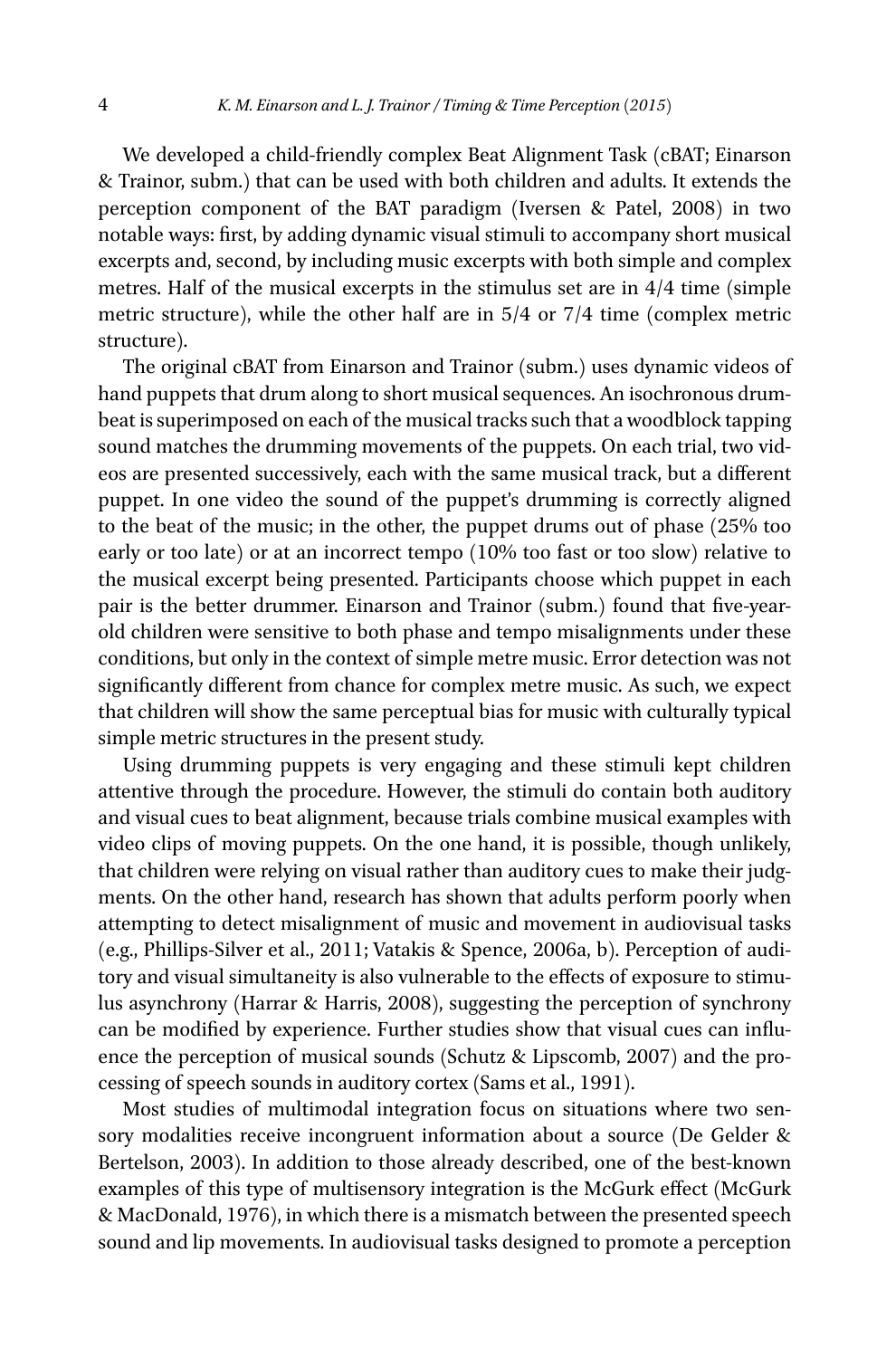We developed a child-friendly complex Beat Alignment Task (cBAT; Einarson & Trainor, subm.) that can be used with both children and adults. It extends the perception component of the BAT paradigm (Iversen & Patel, 2008) in two notable ways: first, by adding dynamic visual stimuli to accompany short musical excerpts and, second, by including music excerpts with both simple and complex metres. Half of the musical excerpts in the stimulus set are in 4/4 time (simple metric structure), while the other half are in 5/4 or 7/4 time (complex metric structure).

The original cBAT from Einarson and Trainor (subm.) uses dynamic videos of hand puppets that drum along to short musical sequences. An isochronous drumbeat is superimposed on each of the musical tracks such that a woodblock tapping sound matches the drumming movements of the puppets. On each trial, two videos are presented successively, each with the same musical track, but a different puppet. In one video the sound of the puppet's drumming is correctly aligned to the beat of the music; in the other, the puppet drums out of phase (25% too early or too late) or at an incorrect tempo (10% too fast or too slow) relative to the musical excerpt being presented. Participants choose which puppet in each pair is the better drummer. Einarson and Trainor (subm.) found that five-year-old children were sensitive to both phase and tempo misalignments under these conditions, but only in the context of simple metre music. Error detection was not significantly different from chance for complex metre music. As such, we expect that children will show the same perceptual bias for music with culturally typical simple metric structures in the present study.

Using drumming puppets is very engaging and these stimuli kept children attentive through the procedure. However, the stimuli do contain both auditory and visual cues to beat alignment, because trials combine musical examples with video clips of moving puppets. On the one hand, it is possible, though unlikely, that children were relying on visual rather than auditory cues to make their judgments. On the other hand, research has shown that adults perform poorly when attempting to detect misalignment of music and movement in audiovisual tasks (e.g., Phillips-Silver et al., 2011; Vatakis & Spence, 2006a, b). Perception of auditory and visual simultaneity is also vulnerable to the effects of exposure to stimulus asynchrony (Harrar & Harris, 2008), suggesting the perception of synchrony can be modified by experience. Further studies show that visual cues can influence the perception of musical sounds (Schutz & Lipscomb, 2007) and the processing of speech sounds in auditory cortex (Sams et al., 1991).

Most studies of multimodal integration focus on situations where two sensory modalities receive incongruent information about a source (De Gelder & Bertelson, 2003). In addition to those already described, one of the best-known examples of this type of multisensory integration is the McGurk effect (McGurk & MacDonald, 1976), in which there is a mismatch between the presented speech sound and lip movements. In audiovisual tasks designed to promote a perception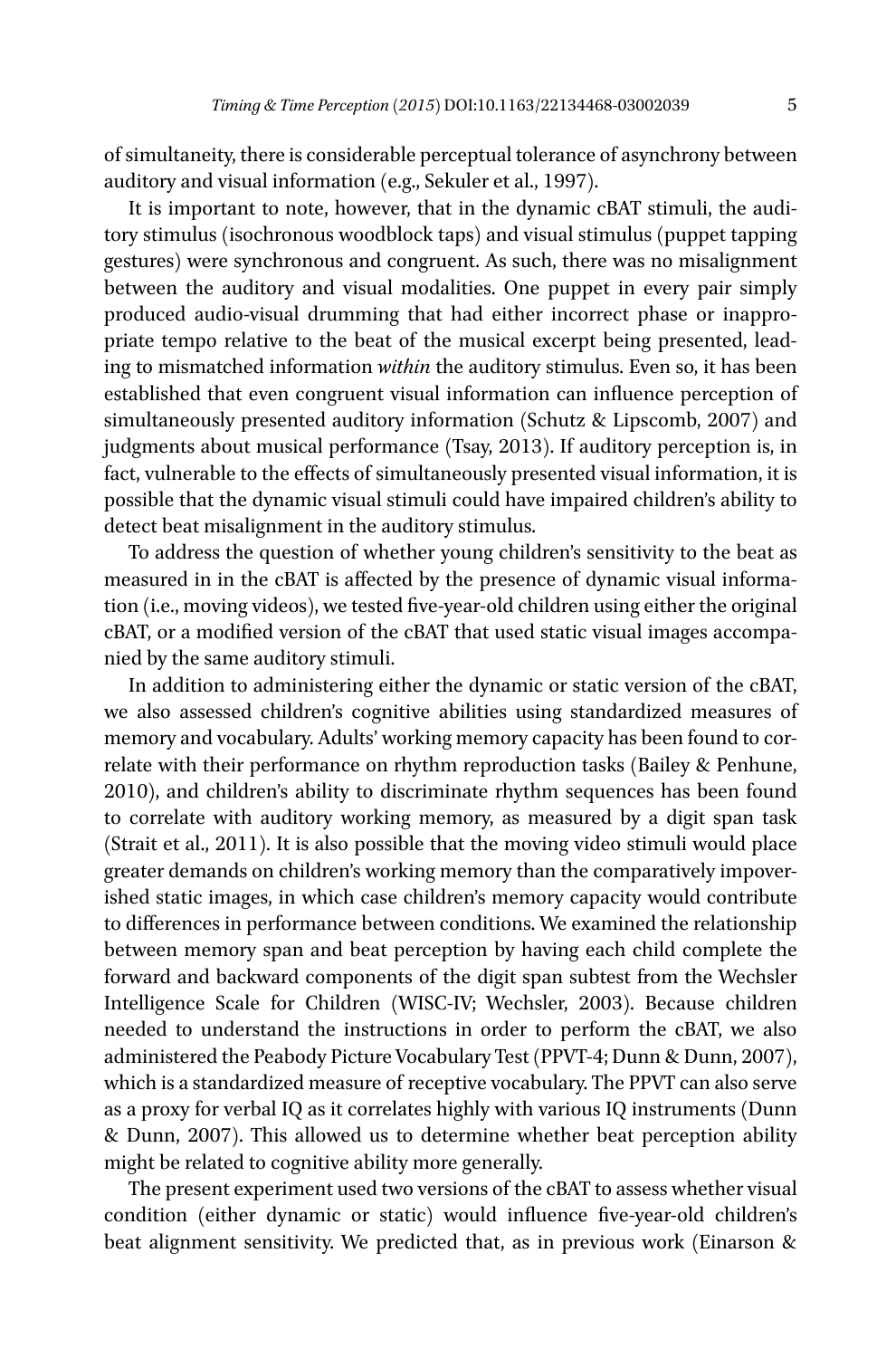of simultaneity, there is considerable perceptual tolerance of asynchrony between auditory and visual information (e.g., Sekuler et al., 1997).

It is important to note, however, that in the dynamic cBAT stimuli, the auditory stimulus (isochronous woodblock taps) and visual stimulus (puppet tapping gestures) were synchronous and congruent. As such, there was no misalignment between the auditory and visual modalities. One puppet in every pair simply produced audio-visual drumming that had either incorrect phase or inappropriate tempo relative to the beat of the musical excerpt being presented, leading to mismatched information *within* the auditory stimulus. Even so, it has been established that even congruent visual information can influence perception of simultaneously presented auditory information (Schutz & Lipscomb, 2007) and judgments about musical performance (Tsay, 2013). If auditory perception is, in fact, vulnerable to the effects of simultaneously presented visual information, it is possible that the dynamic visual stimuli could have impaired children's ability to detect beat misalignment in the auditory stimulus.

To address the question of whether young children's sensitivity to the beat as measured in in the cBAT is affected by the presence of dynamic visual information (i.e., moving videos), we tested five-year-old children using either the original cBAT, or a modified version of the cBAT that used static visual images accompanied by the same auditory stimuli.

In addition to administering either the dynamic or static version of the cBAT, we also assessed children's cognitive abilities using standardized measures of memory and vocabulary. Adults' working memory capacity has been found to correlate with their performance on rhythm reproduction tasks (Bailey & Penhune, 2010), and children's ability to discriminate rhythm sequences has been found to correlate with auditory working memory, as measured by a digit span task (Strait et al., 2011). It is also possible that the moving video stimuli would place greater demands on children's working memory than the comparatively impoverished static images, in which case children's memory capacity would contribute to differences in performance between conditions. We examined the relationship between memory span and beat perception by having each child complete the forward and backward components of the digit span subtest from the Wechsler Intelligence Scale for Children (WISC-IV; Wechsler, 2003). Because children needed to understand the instructions in order to perform the cBAT, we also administered the Peabody Picture Vocabulary Test (PPVT-4; Dunn & Dunn, 2007), which is a standardized measure of receptive vocabulary. The PPVT can also serve as a proxy for verbal IQ as it correlates highly with various IQ instruments (Dunn & Dunn, 2007). This allowed us to determine whether beat perception ability might be related to cognitive ability more generally.

The present experiment used two versions of the cBAT to assess whether visual condition (either dynamic or static) would influence five-year-old children's beat alignment sensitivity. We predicted that, as in previous work (Einarson &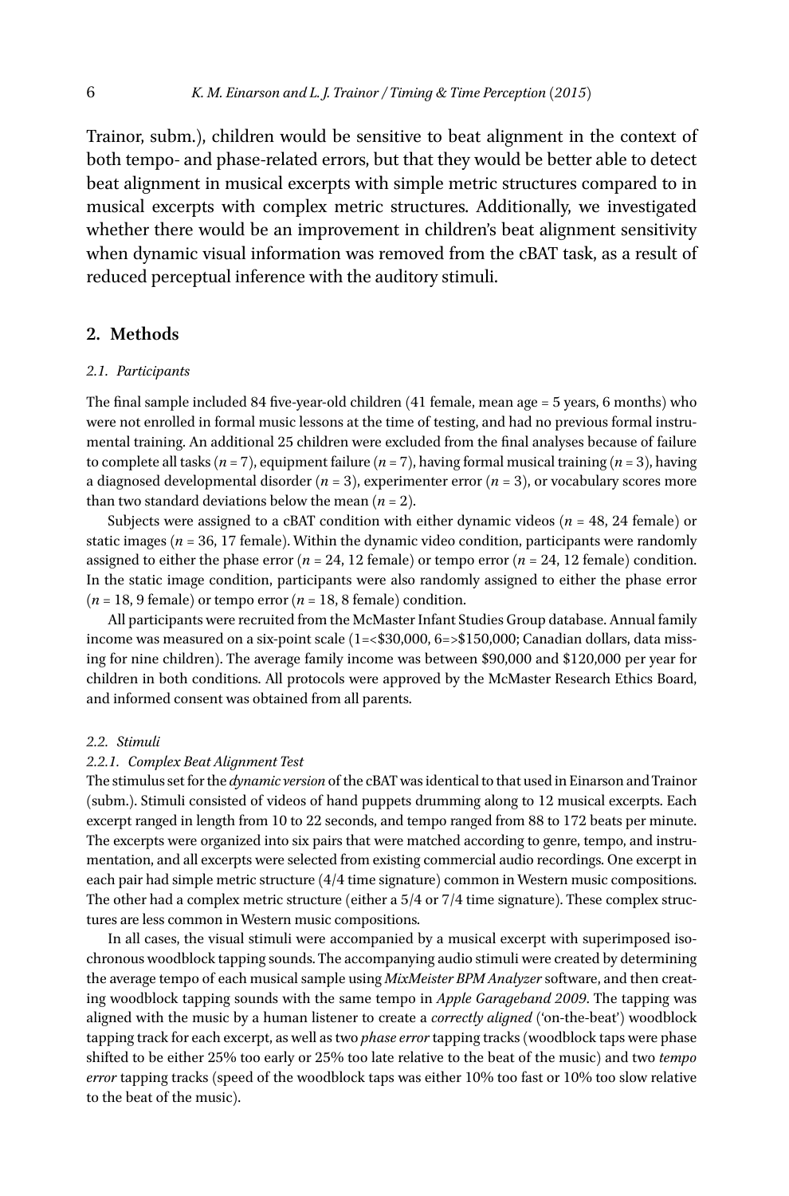Trainor, subm.), children would be sensitive to beat alignment in the context of both tempo- and phase-related errors, but that they would be better able to detect beat alignment in musical excerpts with simple metric structures compared to in musical excerpts with complex metric structures. Additionally, we investigated whether there would be an improvement in children's beat alignment sensitivity when dynamic visual information was removed from the cBAT task, as a result of reduced perceptual inference with the auditory stimuli.

## 2. Methods

### *2.1. Participants*

The final sample included 84 five-year-old children (41 female, mean age = 5 years, 6 months) who were not enrolled in formal music lessons at the time of testing, and had no previous formal instrumental training. An additional 25 children were excluded from the final analyses because of failure to complete all tasks ($n = 7$), equipment failure ($n = 7$), having formal musical training ($n = 3$), having a diagnosed developmental disorder ($n = 3$), experimenter error ($n = 3$), or vocabulary scores more than two standard deviations below the mean ($n = 2$).

Subjects were assigned to a cBAT condition with either dynamic videos ($n = 48$, 24 female) or static images ($n = 36$, 17 female). Within the dynamic video condition, participants were randomly assigned to either the phase error ($n = 24$, 12 female) or tempo error ($n = 24$, 12 female) condition. In the static image condition, participants were also randomly assigned to either the phase error ($n = 18$, 9 female) or tempo error ($n = 18$, 8 female) condition.

All participants were recruited from the McMaster Infant Studies Group database. Annual family income was measured on a six-point scale (1=<$30,000, 6=>$150,000; Canadian dollars, data missing for nine children). The average family income was between $90,000 and $120,000 per year for children in both conditions. All protocols were approved by the McMaster Research Ethics Board, and informed consent was obtained from all parents.

### *2.2. Stimuli*

#### *2.2.1. Complex Beat Alignment Test*

The stimulus set for the *dynamic version* of the cBAT was identical to that used in Einarson and Trainor (subm.). Stimuli consisted of videos of hand puppets drumming along to 12 musical excerpts. Each excerpt ranged in length from 10 to 22 seconds, and tempo ranged from 88 to 172 beats per minute. The excerpts were organized into six pairs that were matched according to genre, tempo, and instrumentation, and all excerpts were selected from existing commercial audio recordings. One excerpt in each pair had simple metric structure (4/4 time signature) common in Western music compositions. The other had a complex metric structure (either a 5/4 or 7/4 time signature). These complex structures are less common in Western music compositions.

In all cases, the visual stimuli were accompanied by a musical excerpt with superimposed isochronous woodblock tapping sounds. The accompanying audio stimuli were created by determining the average tempo of each musical sample using *MixMeister BPM Analyzer* software, and then creating woodblock tapping sounds with the same tempo in *Apple Garageband 2009*. The tapping was aligned with the music by a human listener to create a *correctly aligned* ('on-the-beat') woodblock tapping track for each excerpt, as well as two *phase error* tapping tracks (woodblock taps were phase shifted to be either 25% too early or 25% too late relative to the beat of the music) and two *tempo error* tapping tracks (speed of the woodblock taps was either 10% too fast or 10% too slow relative to the beat of the music).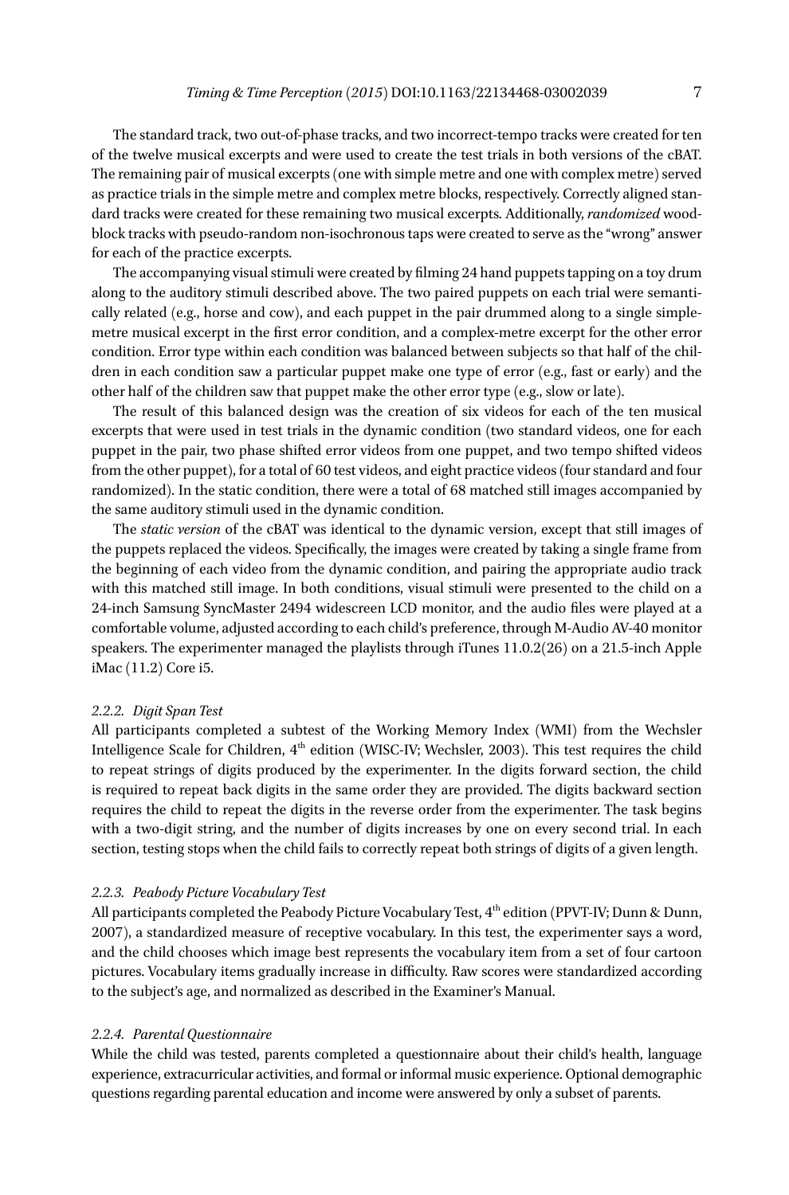The standard track, two out-of-phase tracks, and two incorrect-tempo tracks were created for ten of the twelve musical excerpts and were used to create the test trials in both versions of the cBAT. The remaining pair of musical excerpts (one with simple metre and one with complex metre) served as practice trials in the simple metre and complex metre blocks, respectively. Correctly aligned standard tracks were created for these remaining two musical excerpts. Additionally, *randomized* woodblock tracks with pseudo-random non-isochronous taps were created to serve as the "wrong" answer for each of the practice excerpts.

The accompanying visual stimuli were created by filming 24 hand puppets tapping on a toy drum along to the auditory stimuli described above. The two paired puppets on each trial were semantically related (e.g., horse and cow), and each puppet in the pair drummed along to a single simple-metre musical excerpt in the first error condition, and a complex-metre excerpt for the other error condition. Error type within each condition was balanced between subjects so that half of the children in each condition saw a particular puppet make one type of error (e.g., fast or early) and the other half of the children saw that puppet make the other error type (e.g., slow or late).

The result of this balanced design was the creation of six videos for each of the ten musical excerpts that were used in test trials in the dynamic condition (two standard videos, one for each puppet in the pair, two phase shifted error videos from one puppet, and two tempo shifted videos from the other puppet), for a total of 60 test videos, and eight practice videos (four standard and four randomized). In the static condition, there were a total of 68 matched still images accompanied by the same auditory stimuli used in the dynamic condition.

The *static version* of the cBAT was identical to the dynamic version, except that still images of the puppets replaced the videos. Specifically, the images were created by taking a single frame from the beginning of each video from the dynamic condition, and pairing the appropriate audio track with this matched still image. In both conditions, visual stimuli were presented to the child on a 24-inch Samsung SyncMaster 2494 widescreen LCD monitor, and the audio files were played at a comfortable volume, adjusted according to each child's preference, through M-Audio AV-40 monitor speakers. The experimenter managed the playlists through iTunes 11.0.2(26) on a 21.5-inch Apple iMac (11.2) Core i5.

#### *2.2.2. Digit Span Test*

All participants completed a subtest of the Working Memory Index (WMI) from the Wechsler Intelligence Scale for Children, 4th edition (WISC-IV; Wechsler, 2003). This test requires the child to repeat strings of digits produced by the experimenter. In the digits forward section, the child is required to repeat back digits in the same order they are provided. The digits backward section requires the child to repeat the digits in the reverse order from the experimenter. The task begins with a two-digit string, and the number of digits increases by one on every second trial. In each section, testing stops when the child fails to correctly repeat both strings of digits of a given length.

#### *2.2.3. Peabody Picture Vocabulary Test*

All participants completed the Peabody Picture Vocabulary Test, 4th edition (PPVT-IV; Dunn & Dunn, 2007), a standardized measure of receptive vocabulary. In this test, the experimenter says a word, and the child chooses which image best represents the vocabulary item from a set of four cartoon pictures. Vocabulary items gradually increase in difficulty. Raw scores were standardized according to the subject's age, and normalized as described in the Examiner's Manual.

#### *2.2.4. Parental Questionnaire*

While the child was tested, parents completed a questionnaire about their child's health, language experience, extracurricular activities, and formal or informal music experience. Optional demographic questions regarding parental education and income were answered by only a subset of parents.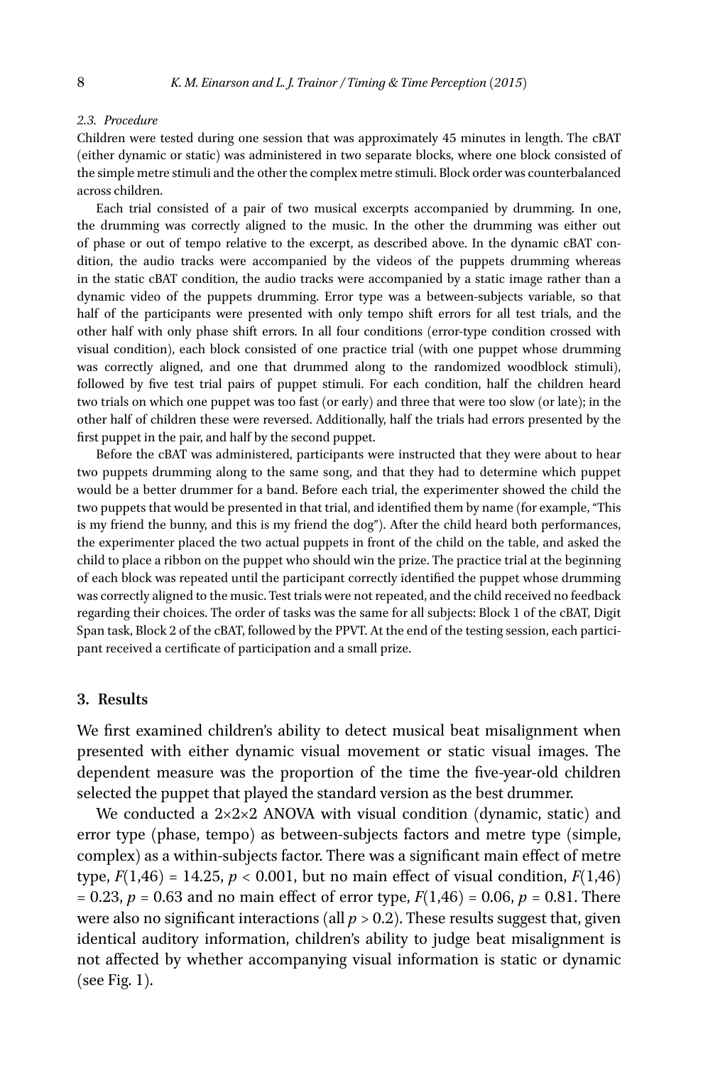### 2.3. Procedure

Children were tested during one session that was approximately 45 minutes in length. The cBAT (either dynamic or static) was administered in two separate blocks, where one block consisted of the simple metre stimuli and the other the complex metre stimuli. Block order was counterbalanced across children.

Each trial consisted of a pair of two musical excerpts accompanied by drumming. In one, the drumming was correctly aligned to the music. In the other the drumming was either out of phase or out of tempo relative to the excerpt, as described above. In the dynamic cBAT condition, the audio tracks were accompanied by the videos of the puppets drumming whereas in the static cBAT condition, the audio tracks were accompanied by a static image rather than a dynamic video of the puppets drumming. Error type was a between-subjects variable, so that half of the participants were presented with only tempo shift errors for all test trials, and the other half with only phase shift errors. In all four conditions (error-type condition crossed with visual condition), each block consisted of one practice trial (with one puppet whose drumming was correctly aligned, and one that drummed along to the randomized woodblock stimuli), followed by five test trial pairs of puppet stimuli. For each condition, half the children heard two trials on which one puppet was too fast (or early) and three that were too slow (or late); in the other half of children these were reversed. Additionally, half the trials had errors presented by the first puppet in the pair, and half by the second puppet.

Before the cBAT was administered, participants were instructed that they were about to hear two puppets drumming along to the same song, and that they had to determine which puppet would be a better drummer for a band. Before each trial, the experimenter showed the child the two puppets that would be presented in that trial, and identified them by name (for example, "This is my friend the bunny, and this is my friend the dog"). After the child heard both performances, the experimenter placed the two actual puppets in front of the child on the table, and asked the child to place a ribbon on the puppet who should win the prize. The practice trial at the beginning of each block was repeated until the participant correctly identified the puppet whose drumming was correctly aligned to the music. Test trials were not repeated, and the child received no feedback regarding their choices. The order of tasks was the same for all subjects: Block 1 of the cBAT, Digit Span task, Block 2 of the cBAT, followed by the PPVT. At the end of the testing session, each participant received a certificate of participation and a small prize.

## 3. Results

We first examined children's ability to detect musical beat misalignment when presented with either dynamic visual movement or static visual images. The dependent measure was the proportion of the time the five-year-old children selected the puppet that played the standard version as the best drummer.

We conducted a 2×2×2 ANOVA with visual condition (dynamic, static) and error type (phase, tempo) as between-subjects factors and metre type (simple, complex) as a within-subjects factor. There was a significant main effect of metre type, $F(1,46) = 14.25$, $p < 0.001$, but no main effect of visual condition, $F(1,46) = 0.23$, $p = 0.63$ and no main effect of error type, $F(1,46) = 0.06$, $p = 0.81$. There were also no significant interactions (all $p > 0.2$). These results suggest that, given identical auditory information, children's ability to judge beat misalignment is not affected by whether accompanying visual information is static or dynamic (see Fig. 1).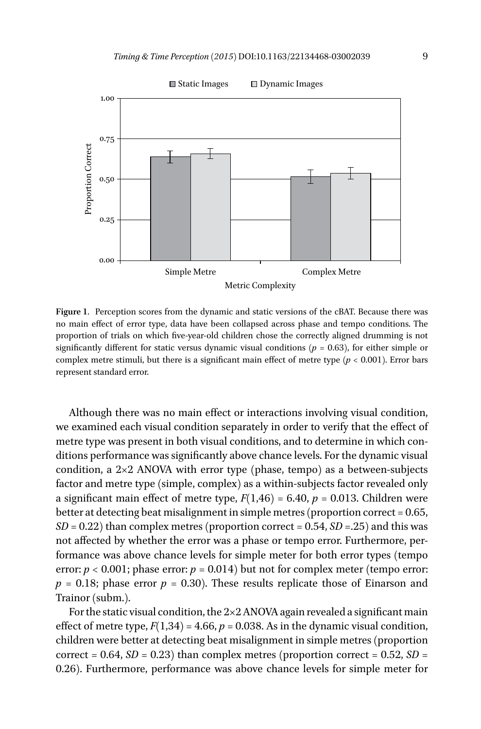Static Images
Dynamic Images

1.00
0.75
0.50
0.25
0.00

Proportion Correct

Simple Metre
Complex Metre

Metric Complexity

**Figure 1.** Perception scores from the dynamic and static versions of the cBAT. Because there was no main effect of error type, data have been collapsed across phase and tempo conditions. The proportion of trials on which five-year-old children chose the correctly aligned drumming is not significantly different for static versus dynamic visual conditions ($p$ = 0.63), for either simple or complex metre stimuli, but there is a significant main effect of metre type ($p$ < 0.001). Error bars represent standard error.

Although there was no main effect or interactions involving visual condition, we examined each visual condition separately in order to verify that the effect of metre type was present in both visual conditions, and to determine in which conditions performance was significantly above chance levels. For the dynamic visual condition, a 2×2 ANOVA with error type (phase, tempo) as a between-subjects factor and metre type (simple, complex) as a within-subjects factor revealed only a significant main effect of metre type, $F(1,46) = 6.40$, $p = 0.013$. Children were better at detecting beat misalignment in simple metres (proportion correct = 0.65, $SD$ = 0.22) than complex metres (proportion correct = 0.54, $SD$ =.25) and this was not affected by whether the error was a phase or tempo error. Furthermore, performance was above chance levels for simple meter for both error types (tempo error: $p < 0.001$; phase error: $p = 0.014$) but not for complex meter (tempo error: $p = 0.18$; phase error $p = 0.30$). These results replicate those of Einarson and Trainor (subm.).

For the static visual condition, the 2×2 ANOVA again revealed a significant main effect of metre type, $F(1,34) = 4.66$, $p = 0.038$. As in the dynamic visual condition, children were better at detecting beat misalignment in simple metres (proportion correct = 0.64, $SD$ = 0.23) than complex metres (proportion correct = 0.52, $SD$ = 0.26). Furthermore, performance was above chance levels for simple meter for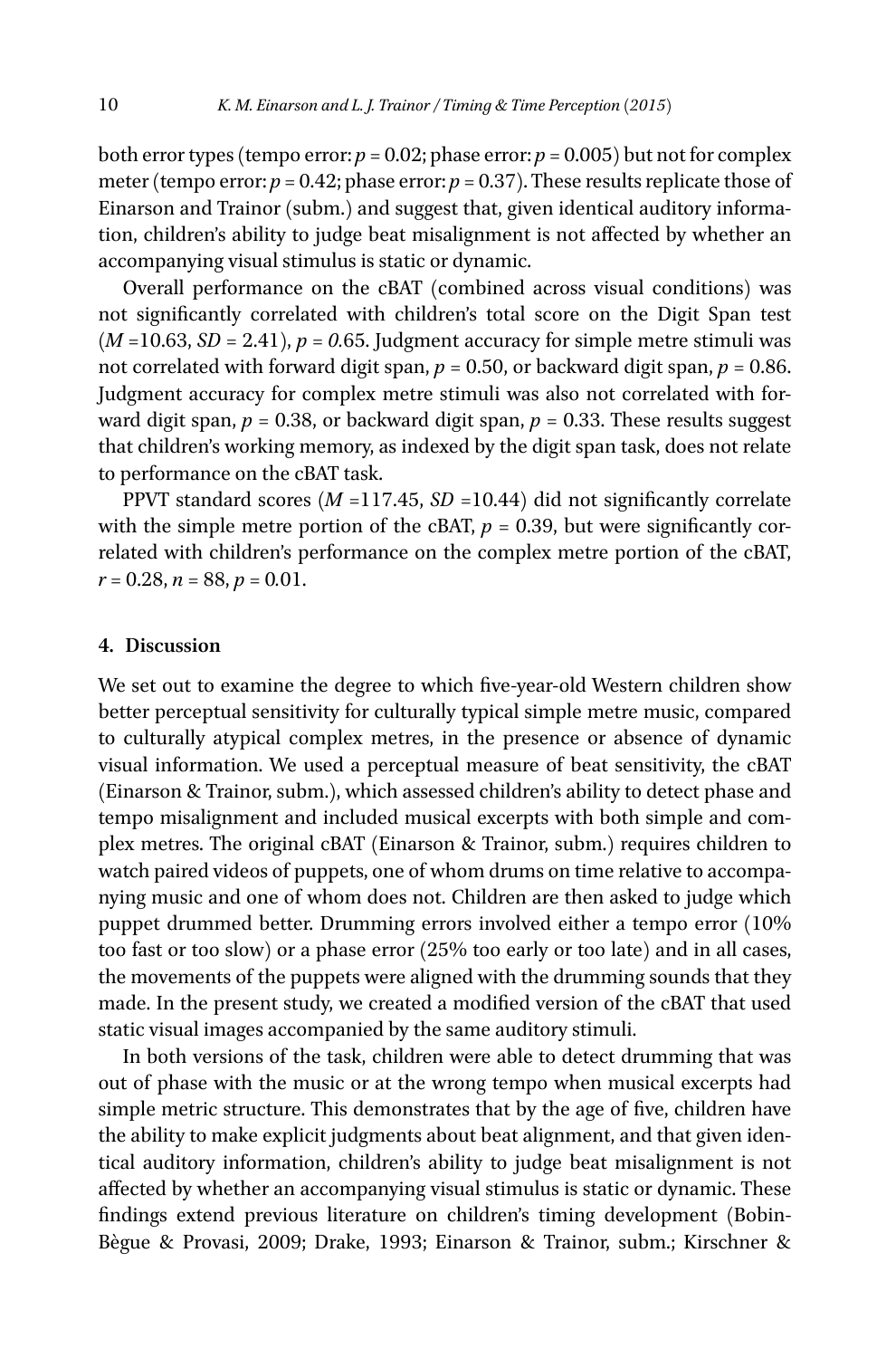both error types (tempo error: $p = 0.02$; phase error: $p = 0.005$) but not for complex meter (tempo error: $p = 0.42$; phase error: $p = 0.37$). These results replicate those of Einarson and Trainor (subm.) and suggest that, given identical auditory information, children's ability to judge beat misalignment is not affected by whether an accompanying visual stimulus is static or dynamic.

Overall performance on the cBAT (combined across visual conditions) was not significantly correlated with children's total score on the Digit Span test ($M = 10.63$, $SD = 2.41$), $p = 0.65$. Judgment accuracy for simple metre stimuli was not correlated with forward digit span, $p = 0.50$, or backward digit span, $p = 0.86$. Judgment accuracy for complex metre stimuli was also not correlated with forward digit span, $p = 0.38$, or backward digit span, $p = 0.33$. These results suggest that children's working memory, as indexed by the digit span task, does not relate to performance on the cBAT task.

PPVT standard scores ($M = 117.45$, $SD = 10.44$) did not significantly correlate with the simple metre portion of the cBAT, $p = 0.39$, but were significantly correlated with children's performance on the complex metre portion of the cBAT, $r = 0.28$, $n = 88$, $p = 0.01$.

## 4. Discussion

We set out to examine the degree to which five-year-old Western children show better perceptual sensitivity for culturally typical simple metre music, compared to culturally atypical complex metres, in the presence or absence of dynamic visual information. We used a perceptual measure of beat sensitivity, the cBAT (Einarson & Trainor, subm.), which assessed children's ability to detect phase and tempo misalignment and included musical excerpts with both simple and complex metres. The original cBAT (Einarson & Trainor, subm.) requires children to watch paired videos of puppets, one of whom drums on time relative to accompanying music and one of whom does not. Children are then asked to judge which puppet drummed better. Drumming errors involved either a tempo error (10% too fast or too slow) or a phase error (25% too early or too late) and in all cases, the movements of the puppets were aligned with the drumming sounds that they made. In the present study, we created a modified version of the cBAT that used static visual images accompanied by the same auditory stimuli.

In both versions of the task, children were able to detect drumming that was out of phase with the music or at the wrong tempo when musical excerpts had simple metric structure. This demonstrates that by the age of five, children have the ability to make explicit judgments about beat alignment, and that given identical auditory information, children's ability to judge beat misalignment is not affected by whether an accompanying visual stimulus is static or dynamic. These findings extend previous literature on children's timing development (Bobin-Bègue & Provasi, 2009; Drake, 1993; Einarson & Trainor, subm.; Kirschner &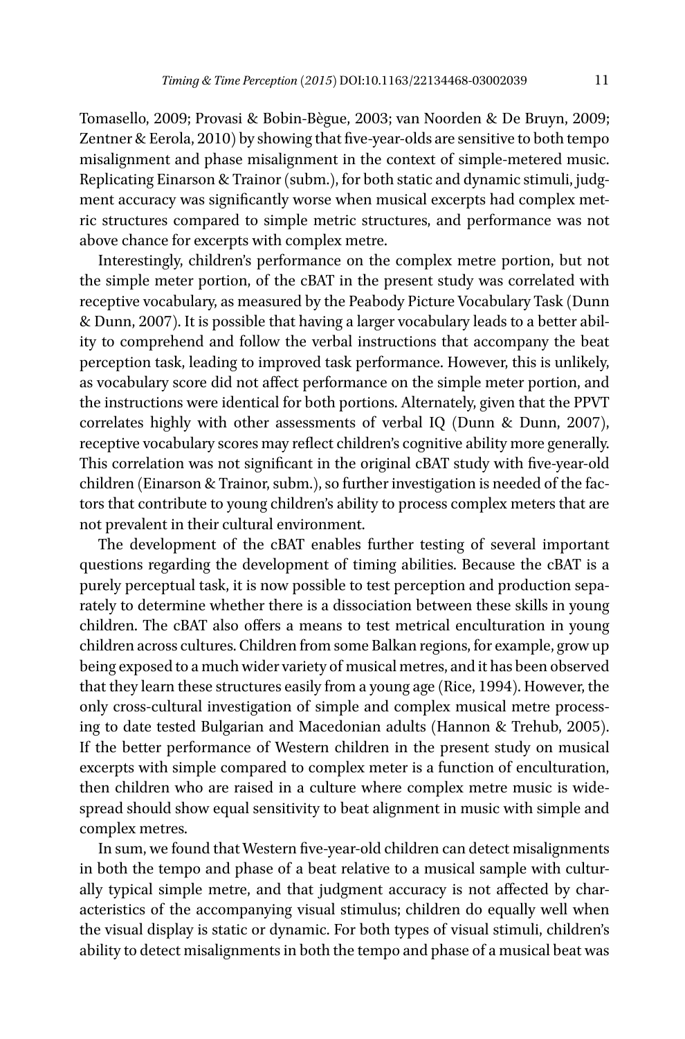Tomasello, 2009; Provasi & Bobin-Bègue, 2003; van Noorden & De Bruyn, 2009; Zentner & Eerola, 2010) by showing that five-year-olds are sensitive to both tempo misalignment and phase misalignment in the context of simple-metered music. Replicating Einarson & Trainor (subm.), for both static and dynamic stimuli, judgment accuracy was significantly worse when musical excerpts had complex metric structures compared to simple metric structures, and performance was not above chance for excerpts with complex metre.

Interestingly, children's performance on the complex metre portion, but not the simple meter portion, of the cBAT in the present study was correlated with receptive vocabulary, as measured by the Peabody Picture Vocabulary Task (Dunn & Dunn, 2007). It is possible that having a larger vocabulary leads to a better ability to comprehend and follow the verbal instructions that accompany the beat perception task, leading to improved task performance. However, this is unlikely, as vocabulary score did not affect performance on the simple meter portion, and the instructions were identical for both portions. Alternately, given that the PPVT correlates highly with other assessments of verbal IQ (Dunn & Dunn, 2007), receptive vocabulary scores may reflect children's cognitive ability more generally. This correlation was not significant in the original cBAT study with five-year-old children (Einarson & Trainor, subm.), so further investigation is needed of the factors that contribute to young children's ability to process complex meters that are not prevalent in their cultural environment.

The development of the cBAT enables further testing of several important questions regarding the development of timing abilities. Because the cBAT is a purely perceptual task, it is now possible to test perception and production separately to determine whether there is a dissociation between these skills in young children. The cBAT also offers a means to test metrical enculturation in young children across cultures. Children from some Balkan regions, for example, grow up being exposed to a much wider variety of musical metres, and it has been observed that they learn these structures easily from a young age (Rice, 1994). However, the only cross-cultural investigation of simple and complex musical metre processing to date tested Bulgarian and Macedonian adults (Hannon & Trehub, 2005). If the better performance of Western children in the present study on musical excerpts with simple compared to complex meter is a function of enculturation, then children who are raised in a culture where complex metre music is widespread should show equal sensitivity to beat alignment in music with simple and complex metres.

In sum, we found that Western five-year-old children can detect misalignments in both the tempo and phase of a beat relative to a musical sample with culturally typical simple metre, and that judgment accuracy is not affected by characteristics of the accompanying visual stimulus; children do equally well when the visual display is static or dynamic. For both types of visual stimuli, children's ability to detect misalignments in both the tempo and phase of a musical beat was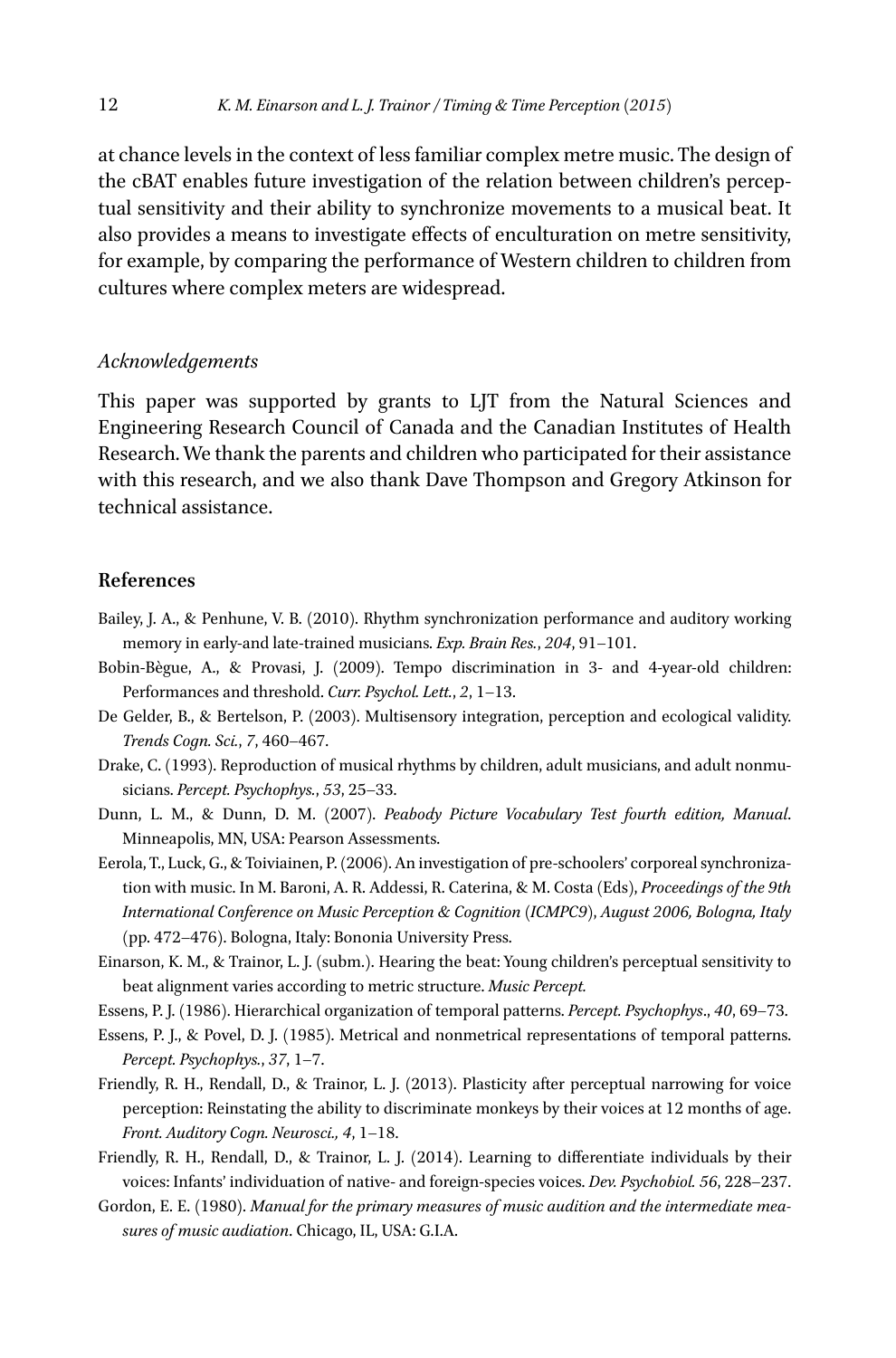at chance levels in the context of less familiar complex metre music. The design of the cBAT enables future investigation of the relation between children's perceptual sensitivity and their ability to synchronize movements to a musical beat. It also provides a means to investigate effects of enculturation on metre sensitivity, for example, by comparing the performance of Western children to children from cultures where complex meters are widespread.

### *Acknowledgements*

This paper was supported by grants to LJT from the Natural Sciences and Engineering Research Council of Canada and the Canadian Institutes of Health Research. We thank the parents and children who participated for their assistance with this research, and we also thank Dave Thompson and Gregory Atkinson for technical assistance.

## References

Bailey, J. A., & Penhune, V. B. (2010). Rhythm synchronization performance and auditory working memory in early-and late-trained musicians. *Exp. Brain Res.*, *204*, 91–101.

Bobin-Bègue, A., & Provasi, J. (2009). Tempo discrimination in 3- and 4-year-old children: Performances and threshold. *Curr. Psychol. Lett.*, *2*, 1–13.

De Gelder, B., & Bertelson, P. (2003). Multisensory integration, perception and ecological validity. *Trends Cogn. Sci.*, *7*, 460–467.

Drake, C. (1993). Reproduction of musical rhythms by children, adult musicians, and adult nonmusicians. *Percept. Psychophys.*, *53*, 25–33.

Dunn, L. M., & Dunn, D. M. (2007). *Peabody Picture Vocabulary Test fourth edition, Manual*. Minneapolis, MN, USA: Pearson Assessments.

Eerola, T., Luck, G., & Toiviainen, P. (2006). An investigation of pre-schoolers' corporeal synchronization with music. In M. Baroni, A. R. Addessi, R. Caterina, & M. Costa (Eds), *Proceedings of the 9th International Conference on Music Perception & Cognition* (*ICMPC9*), *August 2006, Bologna, Italy* (pp. 472–476). Bologna, Italy: Bononia University Press.

Einarson, K. M., & Trainor, L. J. (subm.). Hearing the beat: Young children's perceptual sensitivity to beat alignment varies according to metric structure. *Music Percept.*

Essens, P. J. (1986). Hierarchical organization of temporal patterns. *Percept. Psychophys*., *40*, 69–73.

Essens, P. J., & Povel, D. J. (1985). Metrical and nonmetrical representations of temporal patterns. *Percept. Psychophys.*, *37*, 1–7.

Friendly, R. H., Rendall, D., & Trainor, L. J. (2013). Plasticity after perceptual narrowing for voice perception: Reinstating the ability to discriminate monkeys by their voices at 12 months of age. *Front. Auditory Cogn. Neurosci., 4*, 1–18.

Friendly, R. H., Rendall, D., & Trainor, L. J. (2014). Learning to differentiate individuals by their voices: Infants' individuation of native- and foreign-species voices. *Dev. Psychobiol. 56*, 228–237.

Gordon, E. E. (1980). *Manual for the primary measures of music audition and the intermediate measures of music audiation*. Chicago, IL, USA: G.I.A.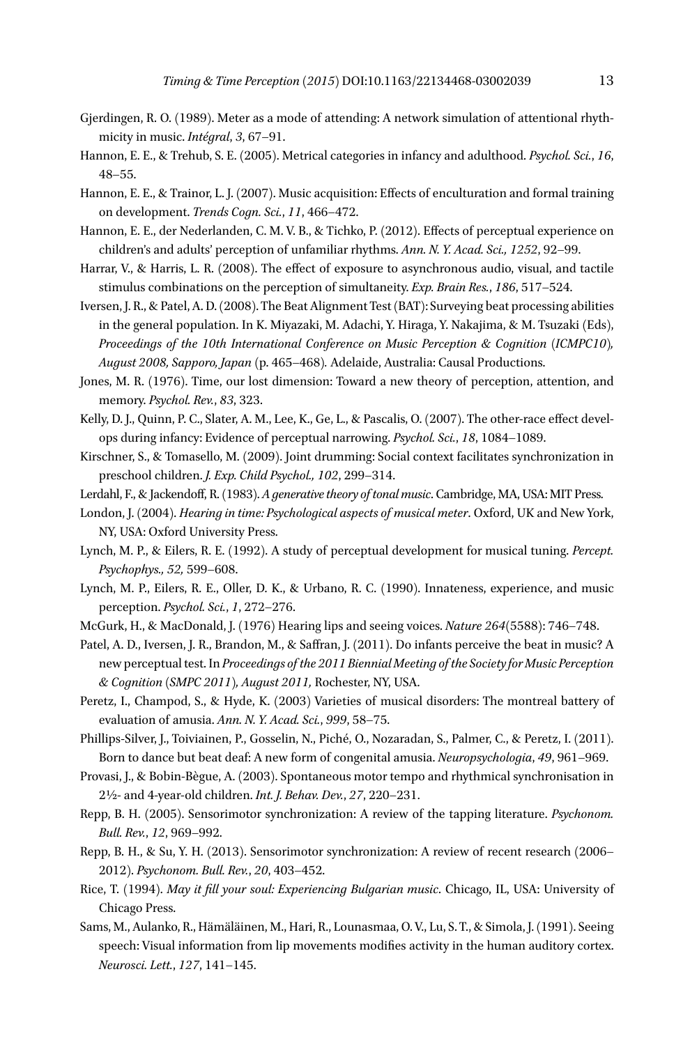Gjerdingen, R. O. (1989). Meter as a mode of attending: A network simulation of attentional rhythmicity in music. *Intégral*, *3*, 67–91.

Hannon, E. E., & Trehub, S. E. (2005). Metrical categories in infancy and adulthood. *Psychol. Sci.*, *16*, 48–55.

Hannon, E. E., & Trainor, L. J. (2007). Music acquisition: Effects of enculturation and formal training on development. *Trends Cogn. Sci.*, *11*, 466–472.

Hannon, E. E., der Nederlanden, C. M. V. B., & Tichko, P. (2012). Effects of perceptual experience on children's and adults' perception of unfamiliar rhythms. *Ann. N. Y. Acad. Sci., 1252*, 92–99.

Harrar, V., & Harris, L. R. (2008). The effect of exposure to asynchronous audio, visual, and tactile stimulus combinations on the perception of simultaneity. *Exp. Brain Res.*, *186*, 517–524.

Iversen, J. R., & Patel, A. D. (2008). The Beat Alignment Test (BAT): Surveying beat processing abilities in the general population. In K. Miyazaki, M. Adachi, Y. Hiraga, Y. Nakajima, & M. Tsuzaki (Eds), *Proceedings of the 10th International Conference on Music Perception & Cognition* (*ICMPC10*)*, August 2008, Sapporo, Japan* (p. 465–468)*.* Adelaide, Australia: Causal Productions.

Jones, M. R. (1976). Time, our lost dimension: Toward a new theory of perception, attention, and memory. *Psychol. Rev.*, *83*, 323.

Kelly, D. J., Quinn, P. C., Slater, A. M., Lee, K., Ge, L., & Pascalis, O. (2007). The other-race effect develops during infancy: Evidence of perceptual narrowing. *Psychol. Sci.*, *18*, 1084–1089.

Kirschner, S., & Tomasello, M. (2009). Joint drumming: Social context facilitates synchronization in preschool children. *J. Exp. Child Psychol., 102*, 299–314.

Lerdahl, F., & Jackendoff, R. (1983). *A generative theory of tonal music*. Cambridge, MA, USA: MIT Press.

London, J. (2004). *Hearing in time: Psychological aspects of musical meter*. Oxford, UK and New York, NY, USA: Oxford University Press.

Lynch, M. P., & Eilers, R. E. (1992). A study of perceptual development for musical tuning. *Percept. Psychophys., 52,* 599–608.

Lynch, M. P., Eilers, R. E., Oller, D. K., & Urbano, R. C. (1990). Innateness, experience, and music perception. *Psychol. Sci.*, *1*, 272–276.

McGurk, H., & MacDonald, J. (1976) Hearing lips and seeing voices. *Nature 264*(5588): 746–748.

Patel, A. D., Iversen, J. R., Brandon, M., & Saffran, J. (2011). Do infants perceive the beat in music? A new perceptual test. In *Proceedings of the 2011 Biennial Meeting of the Society for Music Perception & Cognition* (*SMPC 2011*)*, August 2011,* Rochester, NY, USA.

Peretz, I., Champod, S., & Hyde, K. (2003) Varieties of musical disorders: The montreal battery of evaluation of amusia. *Ann. N. Y. Acad. Sci.*, *999*, 58–75.

Phillips-Silver, J., Toiviainen, P., Gosselin, N., Piché, O., Nozaradan, S., Palmer, C., & Peretz, I. (2011). Born to dance but beat deaf: A new form of congenital amusia. *Neuropsychologia*, *49*, 961–969.

Provasi, J., & Bobin-Bègue, A. (2003). Spontaneous motor tempo and rhythmical synchronisation in 2½- and 4-year-old children. *Int. J. Behav. Dev.*, *27*, 220–231.

Repp, B. H. (2005). Sensorimotor synchronization: A review of the tapping literature. *Psychonom. Bull. Rev.*, *12*, 969–992.

Repp, B. H., & Su, Y. H. (2013). Sensorimotor synchronization: A review of recent research (2006–2012). *Psychonom. Bull. Rev.*, *20*, 403–452.

Rice, T. (1994). *May it fill your soul: Experiencing Bulgarian music*. Chicago, IL, USA: University of Chicago Press.

Sams, M., Aulanko, R., Hämäläinen, M., Hari, R., Lounasmaa, O. V., Lu, S. T., & Simola, J. (1991). Seeing speech: Visual information from lip movements modifies activity in the human auditory cortex. *Neurosci. Lett.*, *127*, 141–145.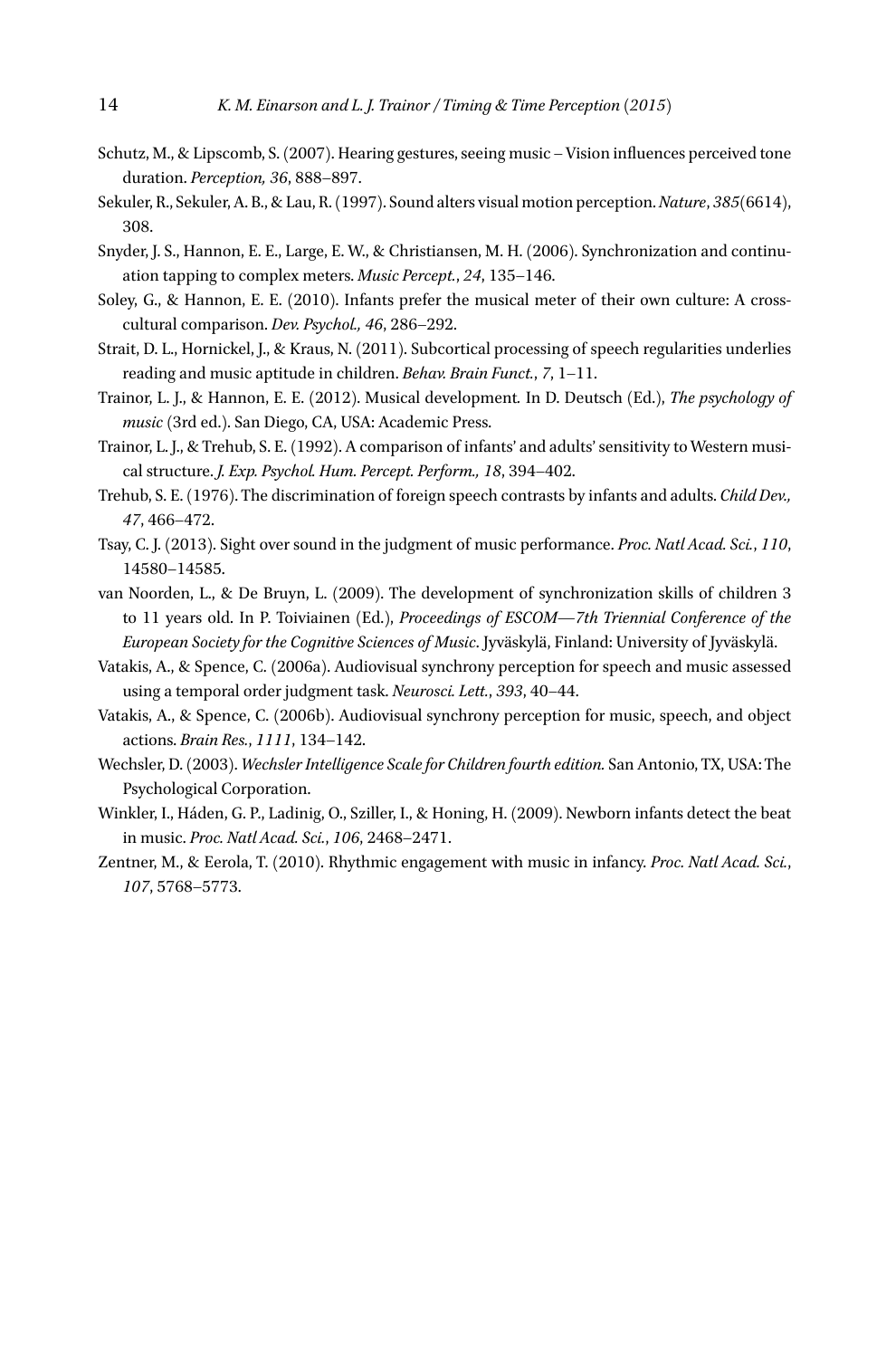Schutz, M., & Lipscomb, S. (2007). Hearing gestures, seeing music – Vision influences perceived tone duration. *Perception, 36*, 888–897.

Sekuler, R., Sekuler, A. B., & Lau, R. (1997). Sound alters visual motion perception. *Nature*, *385*(6614), 308.

Snyder, J. S., Hannon, E. E., Large, E. W., & Christiansen, M. H. (2006). Synchronization and continuation tapping to complex meters. *Music Percept.*, *24*, 135–146.

Soley, G., & Hannon, E. E. (2010). Infants prefer the musical meter of their own culture: A cross-cultural comparison. *Dev. Psychol., 46*, 286–292.

Strait, D. L., Hornickel, J., & Kraus, N. (2011). Subcortical processing of speech regularities underlies reading and music aptitude in children. *Behav. Brain Funct.*, *7*, 1–11.

Trainor, L. J., & Hannon, E. E. (2012). Musical development. In D. Deutsch (Ed.), *The psychology of music* (3rd ed.). San Diego, CA, USA: Academic Press.

Trainor, L. J., & Trehub, S. E. (1992). A comparison of infants' and adults' sensitivity to Western musical structure. *J. Exp. Psychol. Hum. Percept. Perform., 18*, 394–402.

Trehub, S. E. (1976). The discrimination of foreign speech contrasts by infants and adults. *Child Dev., 47*, 466–472.

Tsay, C. J. (2013). Sight over sound in the judgment of music performance. *Proc. Natl Acad. Sci.*, *110*, 14580–14585.

van Noorden, L., & De Bruyn, L. (2009). The development of synchronization skills of children 3 to 11 years old. In P. Toiviainen (Ed.), *Proceedings of ESCOM—7th Triennial Conference of the European Society for the Cognitive Sciences of Music*. Jyväskylä, Finland: University of Jyväskylä.

Vatakis, A., & Spence, C. (2006a). Audiovisual synchrony perception for speech and music assessed using a temporal order judgment task. *Neurosci. Lett.*, *393*, 40–44.

Vatakis, A., & Spence, C. (2006b). Audiovisual synchrony perception for music, speech, and object actions. *Brain Res.*, *1111*, 134–142.

Wechsler, D. (2003). *Wechsler Intelligence Scale for Children fourth edition.* San Antonio, TX, USA: The Psychological Corporation.

Winkler, I., Háden, G. P., Ladinig, O., Sziller, I., & Honing, H. (2009). Newborn infants detect the beat in music. *Proc. Natl Acad. Sci.*, *106*, 2468–2471.

Zentner, M., & Eerola, T. (2010). Rhythmic engagement with music in infancy. *Proc. Natl Acad. Sci.*, *107*, 5768–5773.